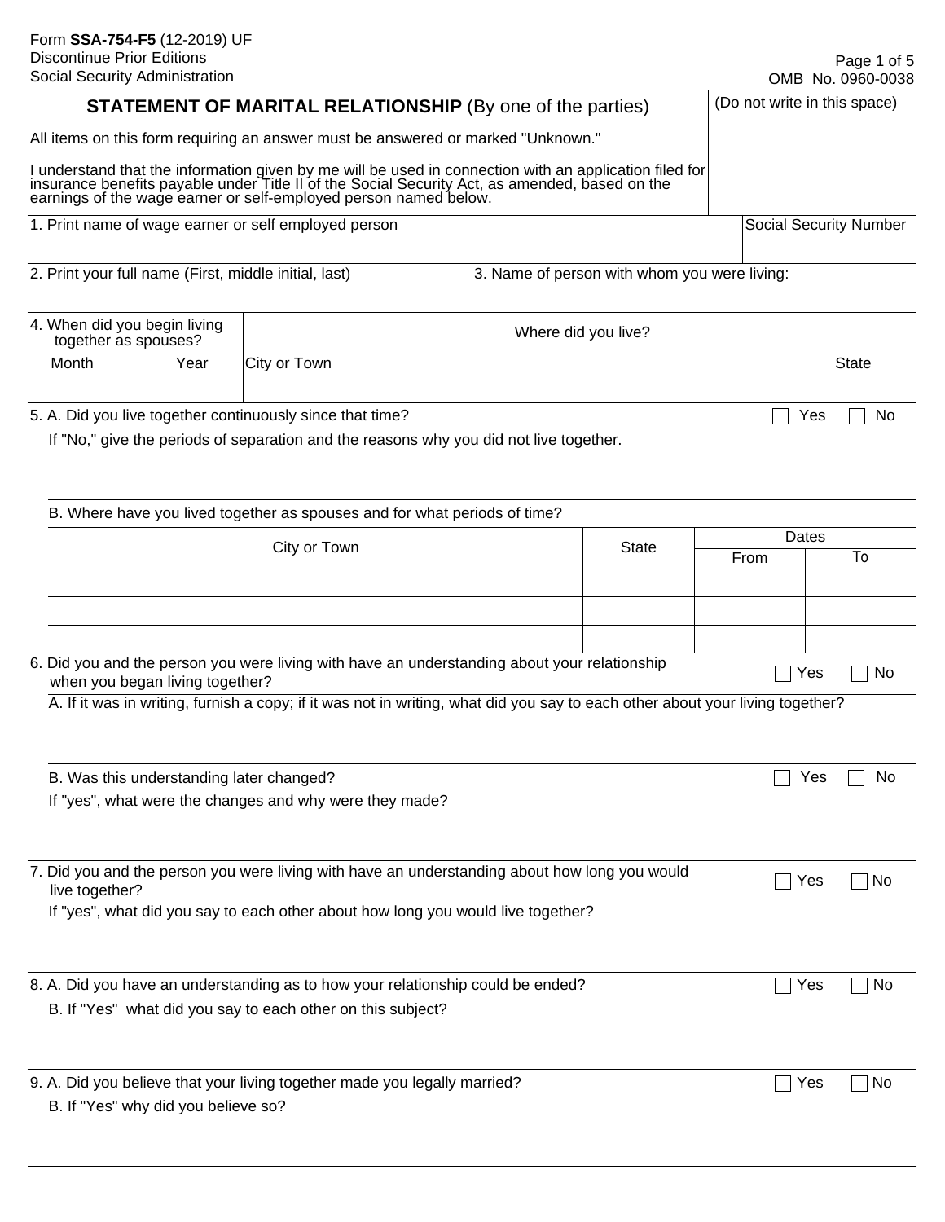Form **SSA-754-F5** (12-2019) UF
Discontinue Prior Editions
Social Security Administration

OMB No. 0960-0038

## STATEMENT OF MARITAL RELATIONSHIP (By one of the parties)

(Do not write in this space)

All items on this form requiring an answer must be answered or marked "Unknown."

I understand that the information given by me will be used in connection with an application filed for insurance benefits payable under Title II of the Social Security Act, as amended, based on the earnings of the wage earner or self-employed person named below.

| 1. Print name of wage earner or self employed person | Social Security Number |
|---|---|
| | |

| 2. Print your full name (First, middle initial, last) | 3. Name of person with whom you were living: |
|---|---|
| | |

| 4. When did you begin living together as spouses? | | Where did you live? | |
|---|---|---|---|
| Month | Year | City or Town | State |
| | | | |

5. A. Did you live together continuously since that time? ☐ Yes ☐ No

If "No," give the periods of separation and the reasons why you did not live together.

B. Where have you lived together as spouses and for what periods of time?

| City or Town | State | Dates | |
|---|---|---|---|
| | | From | To |
| | | | |
| | | | |
| | | | |

6. Did you and the person you were living with have an understanding about your relationship when you began living together? ☐ Yes ☐ No

A. If it was in writing, furnish a copy; if it was not in writing, what did you say to each other about your living together?

B. Was this understanding later changed? ☐ Yes ☐ No

If "yes", what were the changes and why were they made?

7. Did you and the person you were living with have an understanding about how long you would live together? ☐ Yes ☐ No

If "yes", what did you say to each other about how long you would live together?

8. A. Did you have an understanding as to how your relationship could be ended? ☐ Yes ☐ No

B. If "Yes" what did you say to each other on this subject?

9. A. Did you believe that your living together made you legally married? ☐ Yes ☐ No

B. If "Yes" why did you believe so?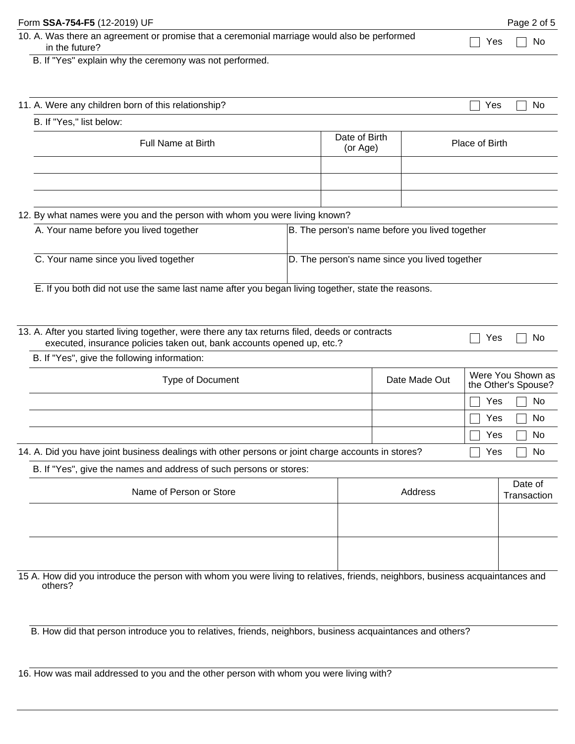10. A. Was there an agreement or promise that a ceremonial marriage would also be performed in the future? ☐ Yes ☐ No

B. If "Yes" explain why the ceremony was not performed.

11. A. Were any children born of this relationship? ☐ Yes ☐ No

B. If "Yes," list below:

| Full Name at Birth | Date of Birth (or Age) | Place of Birth |
|---|---|---|
| | | |
| | | |
| | | |

12. By what names were you and the person with whom you were living known?

| A. Your name before you lived together | B. The person's name before you lived together |
|---|---|
| C. Your name since you lived together | D. The person's name since you lived together |

E. If you both did not use the same last name after you began living together, state the reasons.

13. A. After you started living together, were there any tax returns filed, deeds or contracts executed, insurance policies taken out, bank accounts opened up, etc.? ☐ Yes ☐ No

B. If "Yes", give the following information:

| Type of Document | Date Made Out | Were You Shown as the Other's Spouse? |
|---|---|---|
| | | ☐ Yes ☐ No |
| | | ☐ Yes ☐ No |
| | | ☐ Yes ☐ No |

14. A. Did you have joint business dealings with other persons or joint charge accounts in stores? ☐ Yes ☐ No

B. If "Yes", give the names and address of such persons or stores:

| Name of Person or Store | Address | Date of Transaction |
|---|---|---|
| | | |
| | | |

15 A. How did you introduce the person with whom you were living to relatives, friends, neighbors, business acquaintances and others?

B. How did that person introduce you to relatives, friends, neighbors, business acquaintances and others?

16. How was mail addressed to you and the other person with whom you were living with?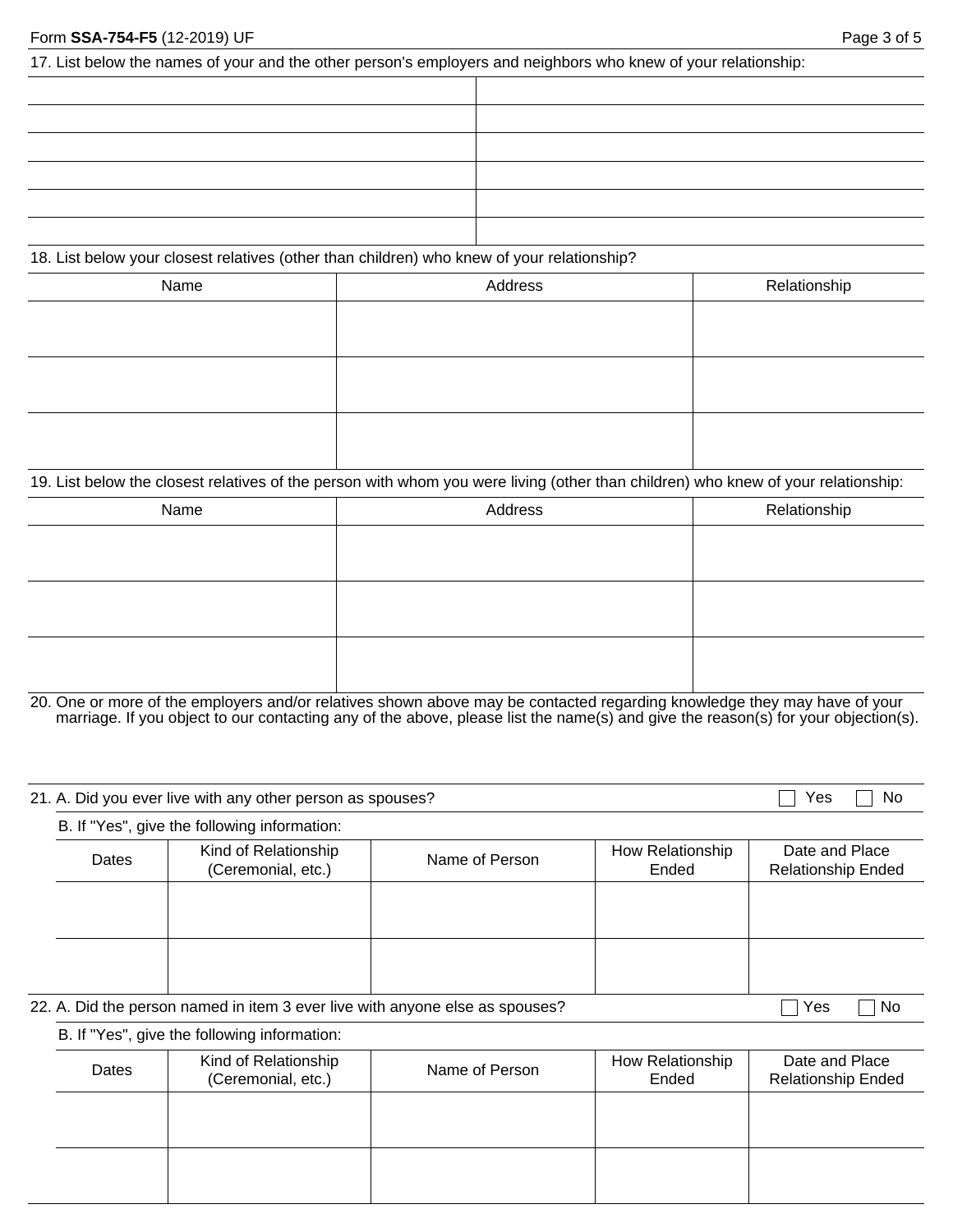17. List below the names of your and the other person's employers and neighbors who knew of your relationship:

| | |
|---|---|
| | |
| | |
| | |
| | |
| | |

18. List below your closest relatives (other than children) who knew of your relationship?

| Name | Address | Relationship |
|---|---|---|
| | | |
| | | |
| | | |

19. List below the closest relatives of the person with whom you were living (other than children) who knew of your relationship:

| Name | Address | Relationship |
|---|---|---|
| | | |
| | | |
| | | |

20. One or more of the employers and/or relatives shown above may be contacted regarding knowledge they may have of your marriage. If you object to our contacting any of the above, please list the name(s) and give the reason(s) for your objection(s).

21. A. Did you ever live with any other person as spouses? ☐ Yes ☐ No

B. If "Yes", give the following information:

| Dates | Kind of Relationship (Ceremonial, etc.) | Name of Person | How Relationship Ended | Date and Place Relationship Ended |
|---|---|---|---|---|
| | | | | |
| | | | | |

22. A. Did the person named in item 3 ever live with anyone else as spouses? ☐ Yes ☐ No

B. If "Yes", give the following information:

| Dates | Kind of Relationship (Ceremonial, etc.) | Name of Person | How Relationship Ended | Date and Place Relationship Ended |
|---|---|---|---|---|
| | | | | |
| | | | | |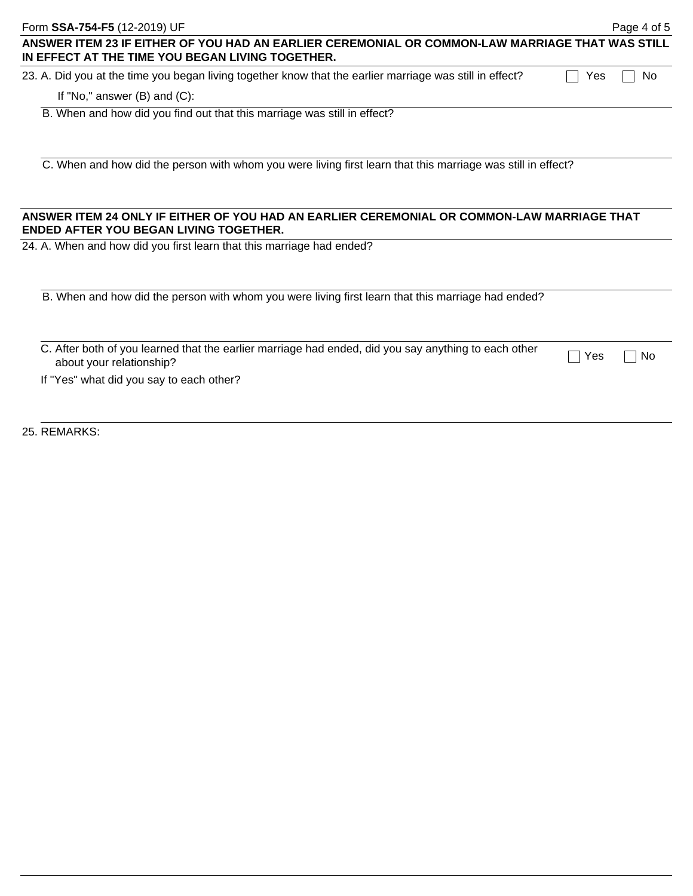**ANSWER ITEM 23 IF EITHER OF YOU HAD AN EARLIER CEREMONIAL OR COMMON-LAW MARRIAGE THAT WAS STILL IN EFFECT AT THE TIME YOU BEGAN LIVING TOGETHER.**

23. A. Did you at the time you began living together know that the earlier marriage was still in effect? ☐ Yes ☐ No

If "No," answer (B) and (C):

B. When and how did you find out that this marriage was still in effect?

C. When and how did the person with whom you were living first learn that this marriage was still in effect?

**ANSWER ITEM 24 ONLY IF EITHER OF YOU HAD AN EARLIER CEREMONIAL OR COMMON-LAW MARRIAGE THAT ENDED AFTER YOU BEGAN LIVING TOGETHER.**

24. A. When and how did you first learn that this marriage had ended?

B. When and how did the person with whom you were living first learn that this marriage had ended?

C. After both of you learned that the earlier marriage had ended, did you say anything to each other about your relationship? ☐ Yes ☐ No

If "Yes" what did you say to each other?

25. REMARKS: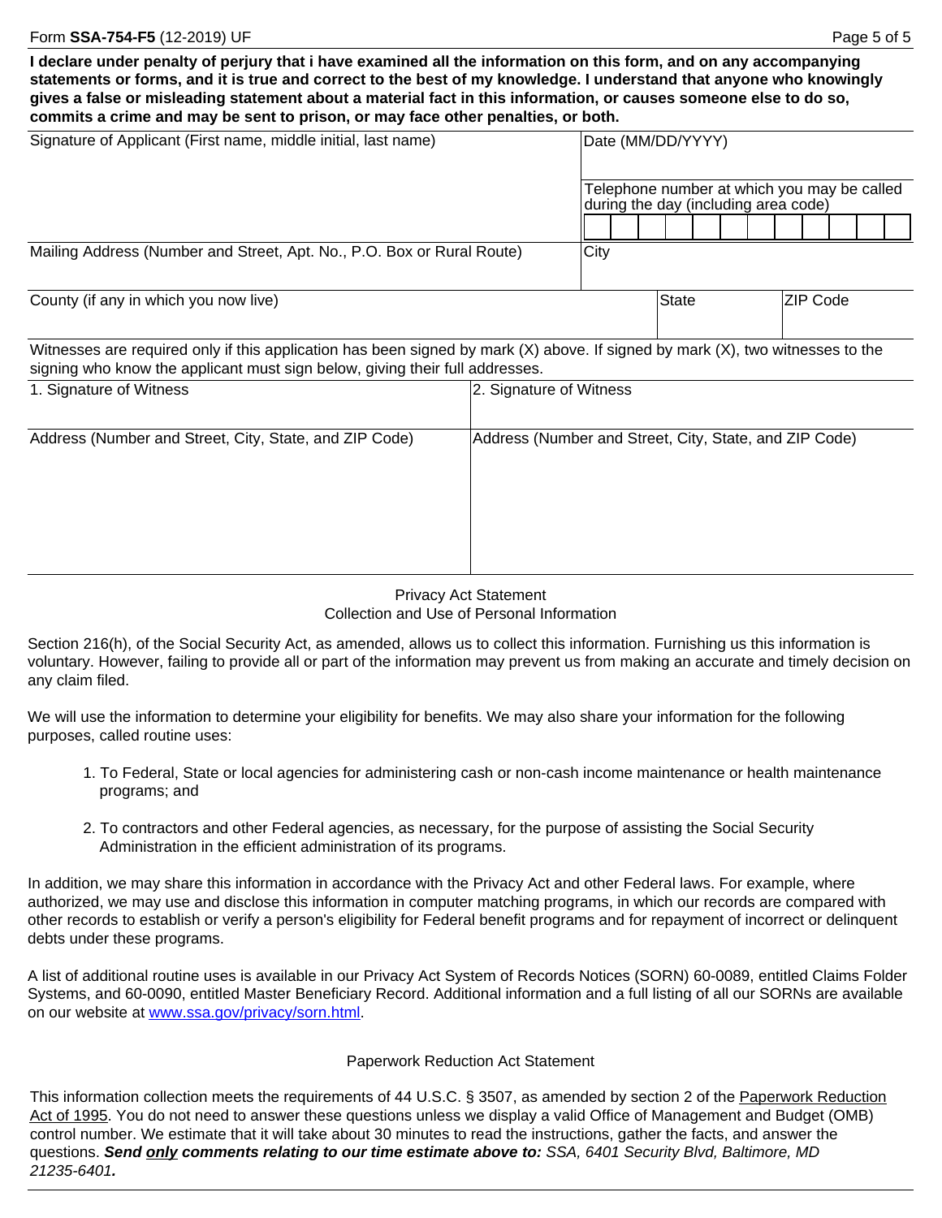**I declare under penalty of perjury that i have examined all the information on this form, and on any accompanying statements or forms, and it is true and correct to the best of my knowledge. I understand that anyone who knowingly gives a false or misleading statement about a material fact in this information, or causes someone else to do so, commits a crime and may be sent to prison, or may face other penalties, or both.**

| | | | |
|---|---|---|---|
| Signature of Applicant (First name, middle initial, last name) | Date (MM/DD/YYYY) | | |
| | Telephone number at which you may be called during the day (including area code) | | |
| Mailing Address (Number and Street, Apt. No., P.O. Box or Rural Route) | City | | |
| County (if any in which you now live) | | State | ZIP Code |

Witnesses are required only if this application has been signed by mark (X) above. If signed by mark (X), two witnesses to the signing who know the applicant must sign below, giving their full addresses.

| | |
|---|---|
| 1. Signature of Witness | 2. Signature of Witness |
| Address (Number and Street, City, State, and ZIP Code) | Address (Number and Street, City, State, and ZIP Code) |

## Privacy Act Statement
## Collection and Use of Personal Information

Section 216(h), of the Social Security Act, as amended, allows us to collect this information. Furnishing us this information is voluntary. However, failing to provide all or part of the information may prevent us from making an accurate and timely decision on any claim filed.

We will use the information to determine your eligibility for benefits. We may also share your information for the following purposes, called routine uses:

1. To Federal, State or local agencies for administering cash or non-cash income maintenance or health maintenance programs; and
2. To contractors and other Federal agencies, as necessary, for the purpose of assisting the Social Security Administration in the efficient administration of its programs.

In addition, we may share this information in accordance with the Privacy Act and other Federal laws. For example, where authorized, we may use and disclose this information in computer matching programs, in which our records are compared with other records to establish or verify a person's eligibility for Federal benefit programs and for repayment of incorrect or delinquent debts under these programs.

A list of additional routine uses is available in our Privacy Act System of Records Notices (SORN) 60-0089, entitled Claims Folder Systems, and 60-0090, entitled Master Beneficiary Record. Additional information and a full listing of all our SORNs are available on our website at www.ssa.gov/privacy/sorn.html.

## Paperwork Reduction Act Statement

This information collection meets the requirements of 44 U.S.C. § 3507, as amended by section 2 of the Paperwork Reduction Act of 1995. You do not need to answer these questions unless we display a valid Office of Management and Budget (OMB) control number. We estimate that it will take about 30 minutes to read the instructions, gather the facts, and answer the questions. ***Send only comments relating to our time estimate above to:*** *SSA, 6401 Security Blvd, Baltimore, MD 21235-6401.*